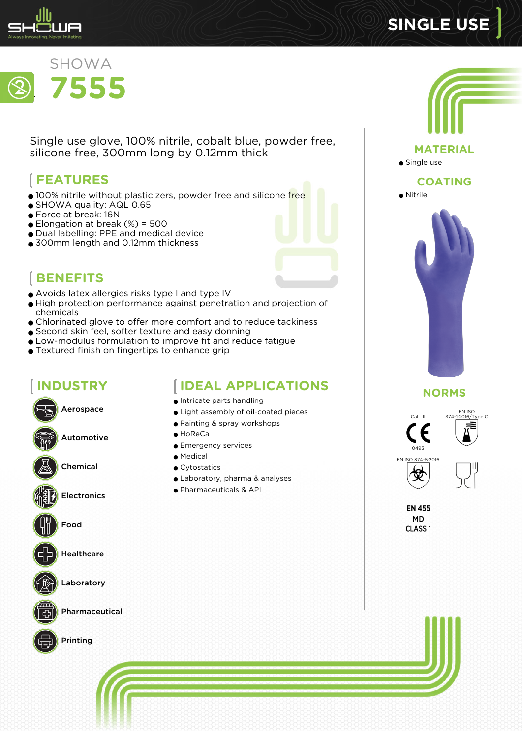# SHOWA 7555

Single use glove, 100% nitrile, cobalt blue, powder free, silicone free, 300mm long by 0.12mm thick

## FEATURES

- 100% nitrile without plasticizers, powder free and silicone free
- SHOWA quality: AQL 0.65
- Force at break: 16N
- Elongation at break (%) = 500
- Dual labelling: PPE and medical device
- 300mm length and 0.12mm thickness

## BENEFITS

- Avoids latex allergies risks type I and type IV
- High protection performance against penetration and projection of chemicals
- Chlorinated glove to offer more comfort and to reduce tackiness
- Second skin feel, softer texture and easy donning
- Low-modulus formulation to improve fit and reduce fatigue
- Textured finish on fingertips to enhance grip

## INDUSTRY

- Aerospace
- Automotive
- Chemical
- Electronics
- Food
- Healthcare
- Laboratory
- Pharmaceutical
- Printing

## IDEAL APPLICATIONS

- Intricate parts handling
- Light assembly of oil-coated pieces
- Painting & spray workshops
- HoReCa
- Emergency services
- Medical
- Cytostatics
- Laboratory, pharma & analyses
- Pharmaceuticals & API

## MATERIAL

- Single use

## COATING

- Nitrile

## NORMS

Cat. III

CE 0493

EN ISO 374-1:2016/Type C

EN ISO 374-5:2016

EN 455
MD
CLASS 1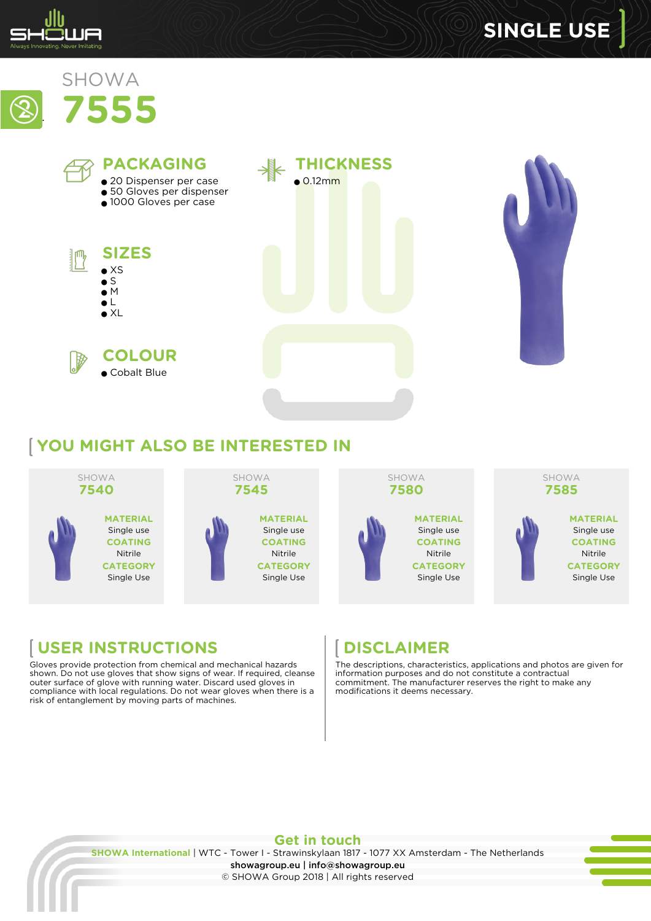# SHOWA 7555

## PACKAGING

- 20 Dispenser per case
- 50 Gloves per dispenser
- 1000 Gloves per case

## THICKNESS

- 0.12mm

## SIZES

- XS
- S
- M
- L
- XL

## COLOUR

- Cobalt Blue

## YOU MIGHT ALSO BE INTERESTED IN

**SHOWA 7540**
MATERIAL: Single use
COATING: Nitrile
CATEGORY: Single Use

**SHOWA 7545**
MATERIAL: Single use
COATING: Nitrile
CATEGORY: Single Use

**SHOWA 7580**
MATERIAL: Single use
COATING: Nitrile
CATEGORY: Single Use

**SHOWA 7585**
MATERIAL: Single use
COATING: Nitrile
CATEGORY: Single Use

## USER INSTRUCTIONS

Gloves provide protection from chemical and mechanical hazards shown. Do not use gloves that show signs of wear. If required, cleanse outer surface of glove with running water. Discard used gloves in compliance with local regulations. Do not wear gloves when there is a risk of entanglement by moving parts of machines.

## DISCLAIMER

The descriptions, characteristics, applications and photos are given for information purposes and do not constitute a contractual commitment. The manufacturer reserves the right to make any modifications it deems necessary.

## Get in touch

**SHOWA International** | WTC - Tower I - Strawinskylaan 1817 - 1077 XX Amsterdam - The Netherlands
**showagroup.eu** | **info@showagroup.eu**
© SHOWA Group 2018 | All rights reserved